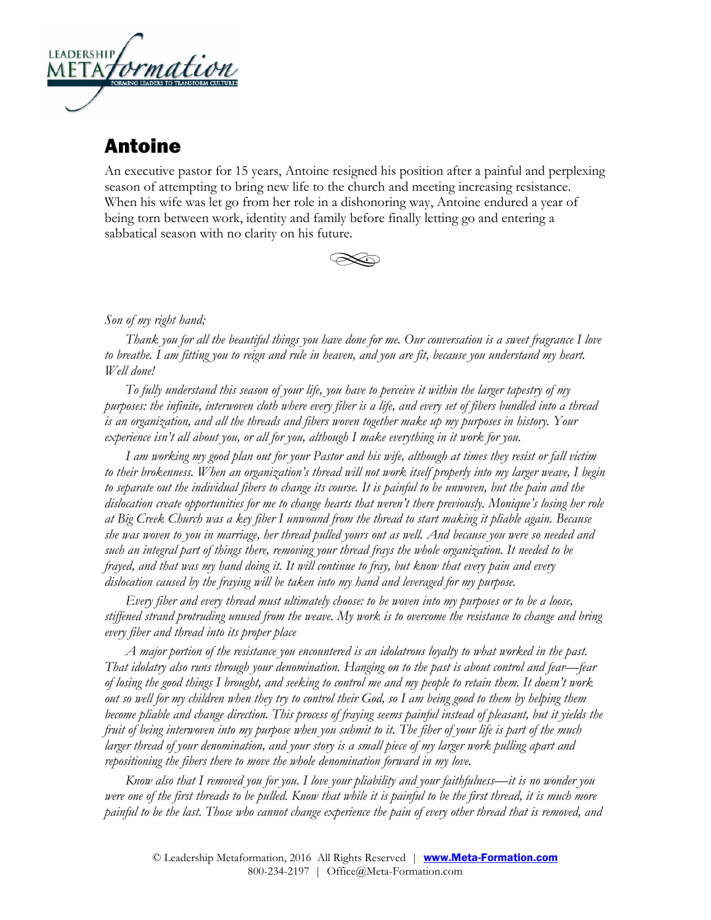# Antoine

An executive pastor for 15 years, Antoine resigned his position after a painful and perplexing season of attempting to bring new life to the church and meeting increasing resistance. When his wife was let go from her role in a dishonoring way, Antoine endured a year of being torn between work, identity and family before finally letting go and entering a sabbatical season with no clarity on his future.

*Son of my right hand;*

*Thank you for all the beautiful things you have done for me. Our conversation is a sweet fragrance I love to breathe. I am fitting you to reign and rule in heaven, and you are fit, because you understand my heart. Well done!*

*To fully understand this season of your life, you have to perceive it within the larger tapestry of my purposes: the infinite, interwoven cloth where every fiber is a life, and every set of fibers bundled into a thread is an organization, and all the threads and fibers woven together make up my purposes in history. Your experience isn't all about you, or all for you, although I make everything in it work for you.*

*I am working my good plan out for your Pastor and his wife, although at times they resist or fall victim to their brokenness. When an organization's thread will not work itself properly into my larger weave, I begin to separate out the individual fibers to change its course. It is painful to be unwoven, but the pain and the dislocation create opportunities for me to change hearts that weren't there previously. Monique's losing her role at Big Creek Church was a key fiber I unwound from the thread to start making it pliable again. Because she was woven to you in marriage, her thread pulled yours out as well. And because you were so needed and such an integral part of things there, removing your thread frays the whole organization. It needed to be frayed, and that was my hand doing it. It will continue to fray, but know that every pain and every dislocation caused by the fraying will be taken into my hand and leveraged for my purpose.*

*Every fiber and every thread must ultimately choose: to be woven into my purposes or to be a loose, stiffened strand protruding unused from the weave. My work is to overcome the resistance to change and bring every fiber and thread into its proper place*

*A major portion of the resistance you encountered is an idolatrous loyalty to what worked in the past. That idolatry also runs through your denomination. Hanging on to the past is about control and fear—fear of losing the good things I brought, and seeking to control me and my people to retain them. It doesn't work out so well for my children when they try to control their God, so I am being good to them by helping them become pliable and change direction. This process of fraying seems painful instead of pleasant, but it yields the fruit of being interwoven into my purpose when you submit to it. The fiber of your life is part of the much larger thread of your denomination, and your story is a small piece of my larger work pulling apart and repositioning the fibers there to move the whole denomination forward in my love.*

*Know also that I removed you for you. I love your pliability and your faithfulness—it is no wonder you were one of the first threads to be pulled. Know that while it is painful to be the first thread, it is much more painful to be the last. Those who cannot change experience the pain of every other thread that is removed, and*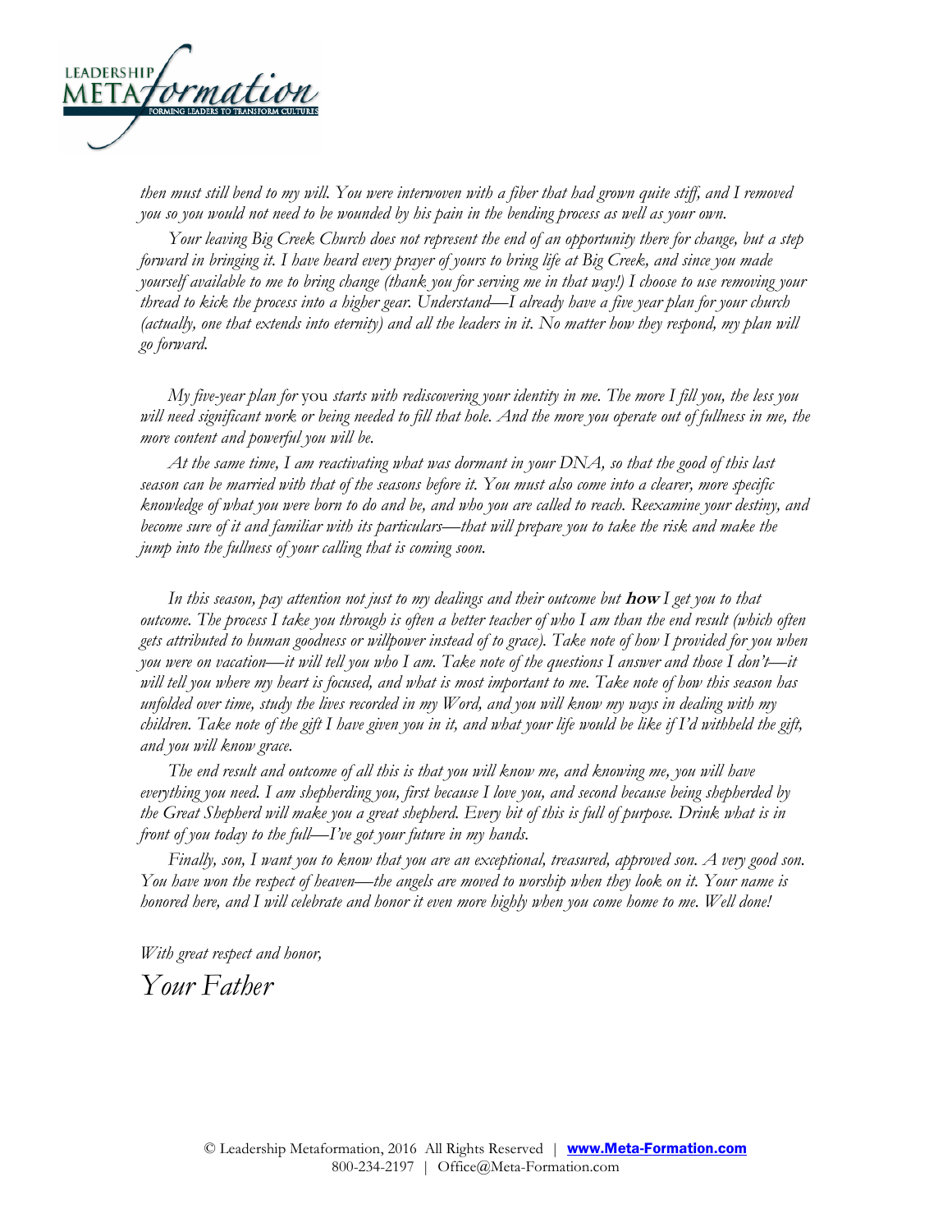*then must still bend to my will. You were interwoven with a fiber that had grown quite stiff, and I removed you so you would not need to be wounded by his pain in the bending process as well as your own.*

*Your leaving Big Creek Church does not represent the end of an opportunity there for change, but a step forward in bringing it. I have heard every prayer of yours to bring life at Big Creek, and since you made yourself available to me to bring change (thank you for serving me in that way!) I choose to use removing your thread to kick the process into a higher gear. Understand—I already have a five year plan for your church (actually, one that extends into eternity) and all the leaders in it. No matter how they respond, my plan will go forward.*

*My five-year plan for* you *starts with rediscovering your identity in me. The more I fill you, the less you will need significant work or being needed to fill that hole. And the more you operate out of fullness in me, the more content and powerful you will be.*

*At the same time, I am reactivating what was dormant in your DNA, so that the good of this last season can be married with that of the seasons before it. You must also come into a clearer, more specific knowledge of what you were born to do and be, and who you are called to reach. Reexamine your destiny, and become sure of it and familiar with its particulars—that will prepare you to take the risk and make the jump into the fullness of your calling that is coming soon.*

*In this season, pay attention not just to my dealings and their outcome but* ***how*** *I get you to that outcome. The process I take you through is often a better teacher of who I am than the end result (which often gets attributed to human goodness or willpower instead of to grace). Take note of how I provided for you when you were on vacation—it will tell you who I am. Take note of the questions I answer and those I don't—it will tell you where my heart is focused, and what is most important to me. Take note of how this season has unfolded over time, study the lives recorded in my Word, and you will know my ways in dealing with my children. Take note of the gift I have given you in it, and what your life would be like if I'd withheld the gift, and you will know grace.*

*The end result and outcome of all this is that you will know me, and knowing me, you will have everything you need. I am shepherding you, first because I love you, and second because being shepherded by the Great Shepherd will make you a great shepherd. Every bit of this is full of purpose. Drink what is in front of you today to the full—I've got your future in my hands.*

*Finally, son, I want you to know that you are an exceptional, treasured, approved son. A very good son. You have won the respect of heaven—the angels are moved to worship when they look on it. Your name is honored here, and I will celebrate and honor it even more highly when you come home to me. Well done!*

*With great respect and honor,*

*Your Father*

© Leadership Metaformation, 2016 All Rights Reserved | **www.Meta-Formation.com**
800-234-2197 | Office@Meta-Formation.com